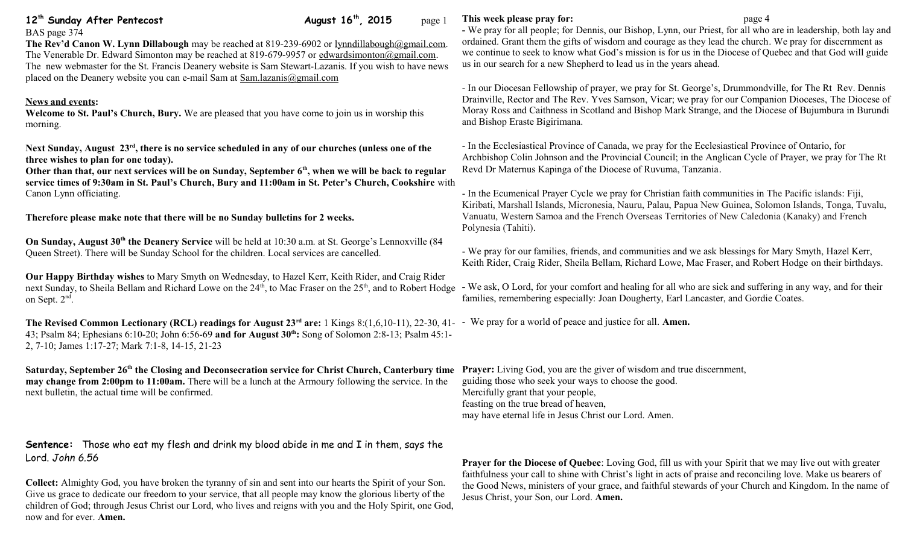# 12th Sunday After Pentecost — August 16th, 2015

BAS page 374

**The Rev'd Canon W. Lynn Dillabough** may be reached at 819-239-6902 or lynndillabough@gmail.com. The Venerable Dr. Edward Simonton may be reached at 819-679-9957 or edwardsimonton@gmail.com. The new webmaster for the St. Francis Deanery website is Sam Stewart-Lazanis. If you wish to have news placed on the Deanery website you can e-mail Sam at Sam.lazanis@gmail.com

## News and events:

**Welcome to St. Paul's Church, Bury.** We are pleased that you have come to join us in worship this morning.

**Next Sunday, August 23rd, there is no service scheduled in any of our churches (unless one of the three wishes to plan for one today).**
**Other than that, our next services will be on Sunday, September 6th, when we will be back to regular service times of 9:30am in St. Paul's Church, Bury and 11:00am in St. Peter's Church, Cookshire** with Canon Lynn officiating.

**Therefore please make note that there will be no Sunday bulletins for 2 weeks.**

**On Sunday, August 30th the Deanery Service** will be held at 10:30 a.m. at St. George's Lennoxville (84 Queen Street). There will be Sunday School for the children. Local services are cancelled.

**Our Happy Birthday wishes** to Mary Smyth on Wednesday, to Hazel Kerr, Keith Rider, and Craig Rider next Sunday, to Sheila Bellam and Richard Lowe on the 24th, to Mac Fraser on the 25th, and to Robert Hodge on Sept. 2nd.

**The Revised Common Lectionary (RCL) readings for August 23rd are:** 1 Kings 8:(1,6,10-11), 22-30, 41-43; Psalm 84; Ephesians 6:10-20; John 6:56-69 **and for August 30th:** Song of Solomon 2:8-13; Psalm 45:1-2, 7-10; James 1:17-27; Mark 7:1-8, 14-15, 21-23

**Saturday, September 26th the Closing and Deconsecration service for Christ Church, Canterbury time may change from 2:00pm to 11:00am.** There will be a lunch at the Armoury following the service. In the next bulletin, the actual time will be confirmed.

**Sentence:** Those who eat my flesh and drink my blood abide in me and I in them, says the Lord. *John 6.56*

**Collect:** Almighty God, you have broken the tyranny of sin and sent into our hearts the Spirit of your Son. Give us grace to dedicate our freedom to your service, that all people may know the glorious liberty of the children of God; through Jesus Christ our Lord, who lives and reigns with you and the Holy Spirit, one God, now and for ever. **Amen.**

## This week please pray for:

- We pray for all people; for Dennis, our Bishop, Lynn, our Priest, for all who are in leadership, both lay and ordained. Grant them the gifts of wisdom and courage as they lead the church. We pray for discernment as we continue to seek to know what God's mission is for us in the Diocese of Quebec and that God will guide us in our search for a new Shepherd to lead us in the years ahead.

- In our Diocesan Fellowship of prayer, we pray for St. George's, Drummondville, for The Rt Rev. Dennis Drainville, Rector and The Rev. Yves Samson, Vicar; we pray for our Companion Dioceses, The Diocese of Moray Ross and Caithness in Scotland and Bishop Mark Strange, and the Diocese of Bujumbura in Burundi and Bishop Eraste Bigirimana.

- In the Ecclesiastical Province of Canada, we pray for the Ecclesiastical Province of Ontario, for Archbishop Colin Johnson and the Provincial Council; in the Anglican Cycle of Prayer, we pray for The Rt Revd Dr Maternus Kapinga of the Diocese of Ruvuma, Tanzania.

- In the Ecumenical Prayer Cycle we pray for Christian faith communities in The Pacific islands: Fiji, Kiribati, Marshall Islands, Micronesia, Nauru, Palau, Papua New Guinea, Solomon Islands, Tonga, Tuvalu, Vanuatu, Western Samoa and the French Overseas Territories of New Caledonia (Kanaky) and French Polynesia (Tahiti).

- We pray for our families, friends, and communities and we ask blessings for Mary Smyth, Hazel Kerr, Keith Rider, Craig Rider, Sheila Bellam, Richard Lowe, Mac Fraser, and Robert Hodge on their birthdays.

- We ask, O Lord, for your comfort and healing for all who are sick and suffering in any way, and for their families, remembering especially: Joan Dougherty, Earl Lancaster, and Gordie Coates.

- We pray for a world of peace and justice for all. **Amen.**

**Prayer:** Living God, you are the giver of wisdom and true discernment,
guiding those who seek your ways to choose the good.
Mercifully grant that your people,
feasting on the true bread of heaven,
may have eternal life in Jesus Christ our Lord. Amen.

**Prayer for the Diocese of Quebec**: Loving God, fill us with your Spirit that we may live out with greater faithfulness your call to shine with Christ's light in acts of praise and reconciling love. Make us bearers of the Good News, ministers of your grace, and faithful stewards of your Church and Kingdom. In the name of Jesus Christ, your Son, our Lord. **Amen.**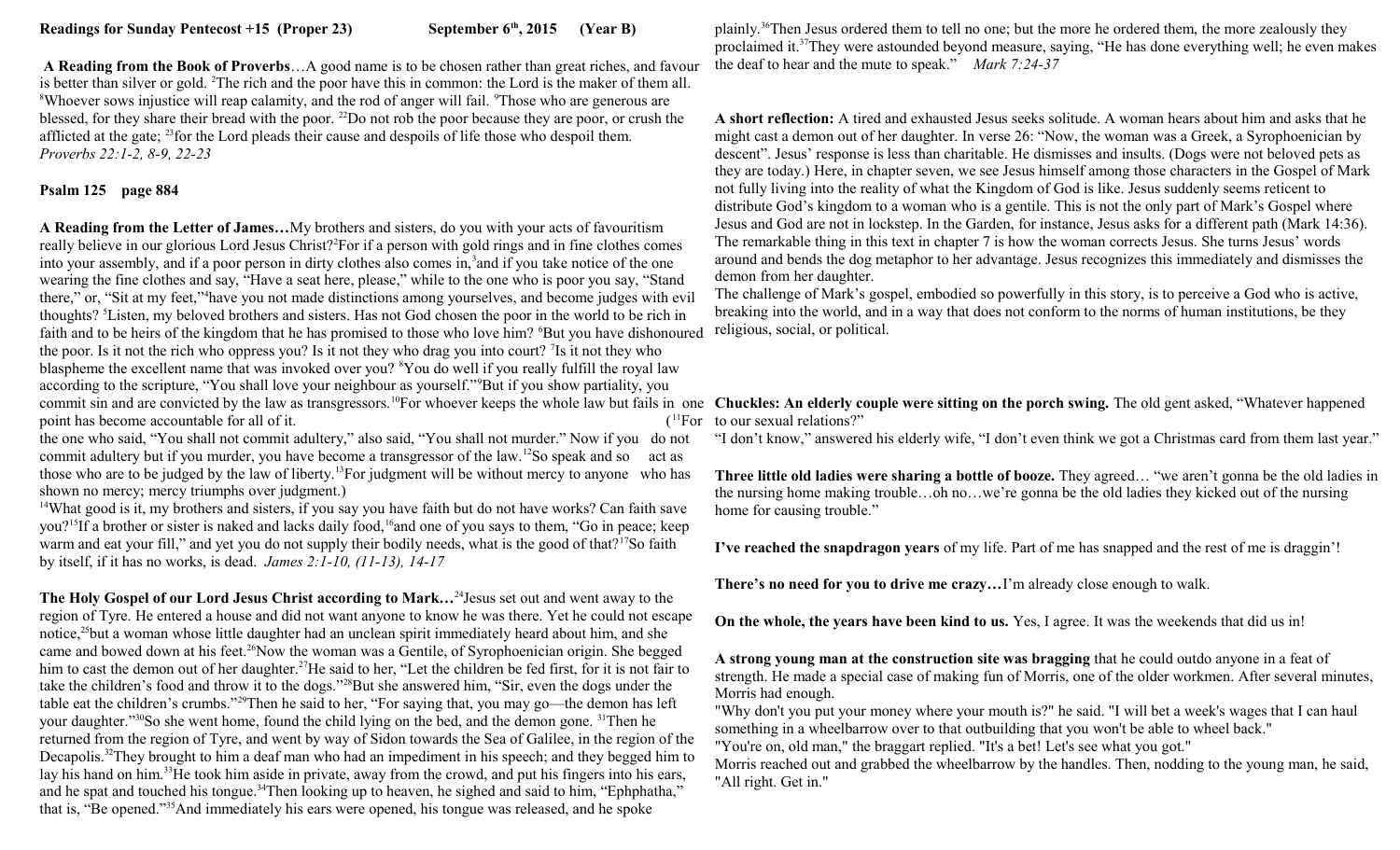**Readings for Sunday Pentecost +15 (Proper 23) September 6th, 2015 (Year B)**

**A Reading from the Book of Proverbs**…A good name is to be chosen rather than great riches, and favour is better than silver or gold. [2]The rich and the poor have this in common: the Lord is the maker of them all. [8]Whoever sows injustice will reap calamity, and the rod of anger will fail. [9]Those who are generous are blessed, for they share their bread with the poor. [22]Do not rob the poor because they are poor, or crush the afflicted at the gate; [23]for the Lord pleads their cause and despoils of life those who despoil them. *Proverbs 22:1-2, 8-9, 22-23*

**Psalm 125 page 884**

**A Reading from the Letter of James…**My brothers and sisters, do you with your acts of favouritism really believe in our glorious Lord Jesus Christ?[2]For if a person with gold rings and in fine clothes comes into your assembly, and if a poor person in dirty clothes also comes in,[3]and if you take notice of the one wearing the fine clothes and say, "Have a seat here, please," while to the one who is poor you say, "Stand there," or, "Sit at my feet,"[4]have you not made distinctions among yourselves, and become judges with evil thoughts? [5]Listen, my beloved brothers and sisters. Has not God chosen the poor in the world to be rich in faith and to be heirs of the kingdom that he has promised to those who love him? [6]But you have dishonoured the poor. Is it not the rich who oppress you? Is it not they who drag you into court? [7]Is it not they who blaspheme the excellent name that was invoked over you? [8]You do well if you really fulfill the royal law according to the scripture, "You shall love your neighbour as yourself."[9]But if you show partiality, you commit sin and are convicted by the law as transgressors.[10]For whoever keeps the whole law but fails in one point has become accountable for all of it. ([11]For the one who said, "You shall not commit adultery," also said, "You shall not murder." Now if you do not commit adultery but if you murder, you have become a transgressor of the law.[12]So speak and so act as those who are to be judged by the law of liberty.[13]For judgment will be without mercy to anyone who has shown no mercy; mercy triumphs over judgment.)

[14]What good is it, my brothers and sisters, if you say you have faith but do not have works? Can faith save you?[15]If a brother or sister is naked and lacks daily food,[16]and one of you says to them, "Go in peace; keep warm and eat your fill," and yet you do not supply their bodily needs, what is the good of that?[17]So faith by itself, if it has no works, is dead. *James 2:1-10, (11-13), 14-17*

**The Holy Gospel of our Lord Jesus Christ according to Mark…**[24]Jesus set out and went away to the region of Tyre. He entered a house and did not want anyone to know he was there. Yet he could not escape notice,[25]but a woman whose little daughter had an unclean spirit immediately heard about him, and she came and bowed down at his feet.[26]Now the woman was a Gentile, of Syrophoenician origin. She begged him to cast the demon out of her daughter.[27]He said to her, "Let the children be fed first, for it is not fair to take the children's food and throw it to the dogs."[28]But she answered him, "Sir, even the dogs under the table eat the children's crumbs."[29]Then he said to her, "For saying that, you may go—the demon has left your daughter."[30]So she went home, found the child lying on the bed, and the demon gone. [31]Then he returned from the region of Tyre, and went by way of Sidon towards the Sea of Galilee, in the region of the Decapolis.[32]They brought to him a deaf man who had an impediment in his speech; and they begged him to lay his hand on him.[33]He took him aside in private, away from the crowd, and put his fingers into his ears, and he spat and touched his tongue.[34]Then looking up to heaven, he sighed and said to him, "Ephphatha," that is, "Be opened."[35]And immediately his ears were opened, his tongue was released, and he spoke plainly.[36]Then Jesus ordered them to tell no one; but the more he ordered them, the more zealously they proclaimed it.[37]They were astounded beyond measure, saying, "He has done everything well; he even makes the deaf to hear and the mute to speak." *Mark 7:24-37*

**A short reflection:** A tired and exhausted Jesus seeks solitude. A woman hears about him and asks that he might cast a demon out of her daughter. In verse 26: "Now, the woman was a Greek, a Syrophoenician by descent". Jesus' response is less than charitable. He dismisses and insults. (Dogs were not beloved pets as they are today.) Here, in chapter seven, we see Jesus himself among those characters in the Gospel of Mark not fully living into the reality of what the Kingdom of God is like. Jesus suddenly seems reticent to distribute God's kingdom to a woman who is a gentile. This is not the only part of Mark's Gospel where Jesus and God are not in lockstep. In the Garden, for instance, Jesus asks for a different path (Mark 14:36). The remarkable thing in this text in chapter 7 is how the woman corrects Jesus. She turns Jesus' words around and bends the dog metaphor to her advantage. Jesus recognizes this immediately and dismisses the demon from her daughter.

The challenge of Mark's gospel, embodied so powerfully in this story, is to perceive a God who is active, breaking into the world, and in a way that does not conform to the norms of human institutions, be they religious, social, or political.

**Chuckles: An elderly couple were sitting on the porch swing.** The old gent asked, "Whatever happened to our sexual relations?"

"I don't know," answered his elderly wife, "I don't even think we got a Christmas card from them last year."

**Three little old ladies were sharing a bottle of booze.** They agreed… "we aren't gonna be the old ladies in the nursing home making trouble…oh no…we're gonna be the old ladies they kicked out of the nursing home for causing trouble."

**I've reached the snapdragon years** of my life. Part of me has snapped and the rest of me is draggin'!

**There's no need for you to drive me crazy…**I'm already close enough to walk.

**On the whole, the years have been kind to us.** Yes, I agree. It was the weekends that did us in!

**A strong young man at the construction site was bragging** that he could outdo anyone in a feat of strength. He made a special case of making fun of Morris, one of the older workmen. After several minutes, Morris had enough.

"Why don't you put your money where your mouth is?" he said. "I will bet a week's wages that I can haul something in a wheelbarrow over to that outbuilding that you won't be able to wheel back."

"You're on, old man," the braggart replied. "It's a bet! Let's see what you got."

Morris reached out and grabbed the wheelbarrow by the handles. Then, nodding to the young man, he said, "All right. Get in."